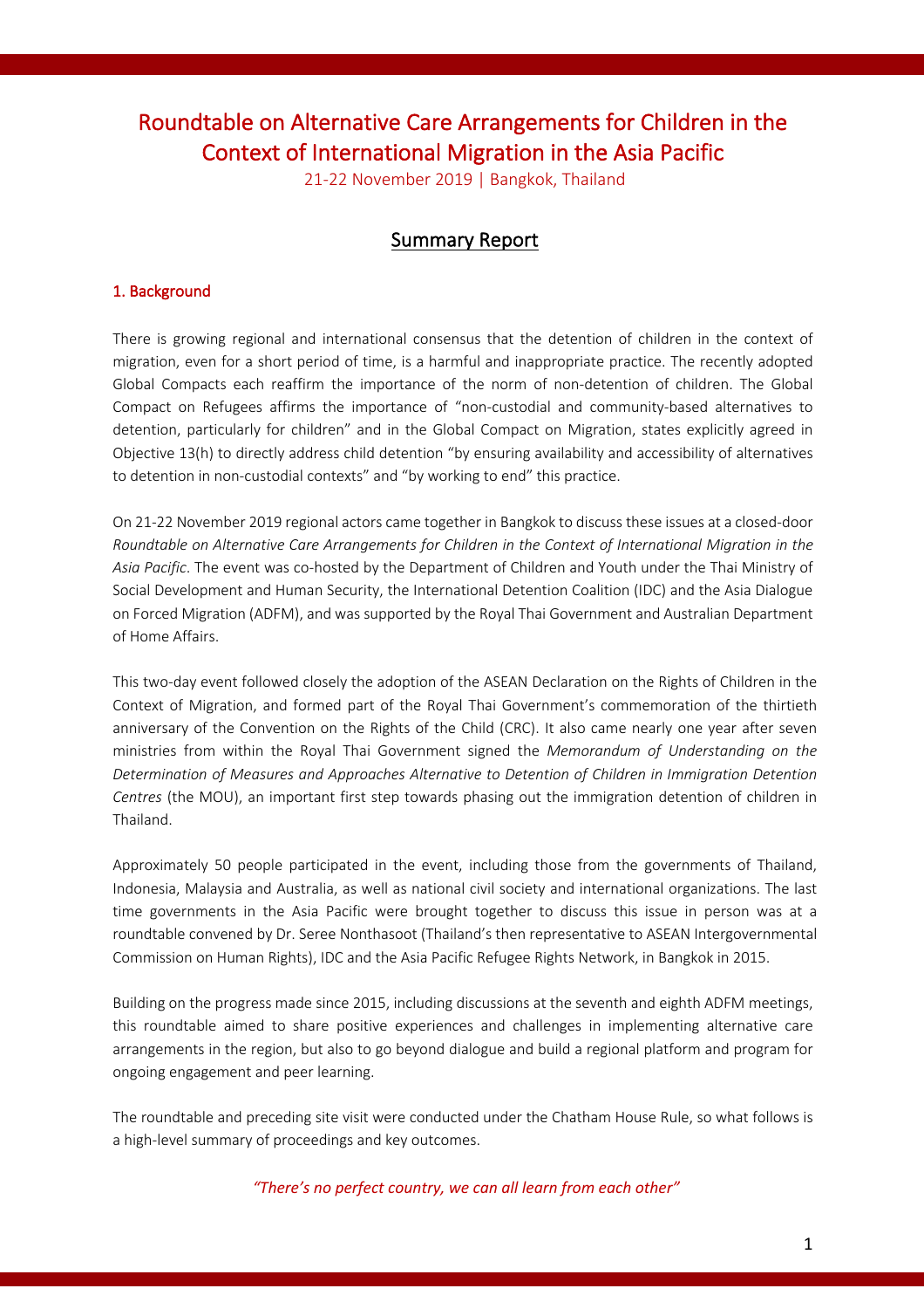# Roundtable on Alternative Care Arrangements for Children in the Context of International Migration in the Asia Pacific

21-22 November 2019 | Bangkok, Thailand

## Summary Report

### 1. Background

There is growing regional and international consensus that the detention of children in the context of migration, even for a short period of time, is a harmful and inappropriate practice. The recently adopted Global Compacts each reaffirm the importance of the norm of non-detention of children. The Global Compact on Refugees affirms the importance of "non-custodial and community-based alternatives to detention, particularly for children" and in the Global Compact on Migration, states explicitly agreed in Objective 13(h) to directly address child detention "by ensuring availability and accessibility of alternatives to detention in non-custodial contexts" and "by working to end" this practice.

On 21-22 November 2019 regional actors came together in Bangkok to discuss these issues at a closed-door *Roundtable on Alternative Care Arrangements for Children in the Context of International Migration in the Asia Pacific*. The event was co-hosted by the Department of Children and Youth under the Thai Ministry of Social Development and Human Security, the International Detention Coalition (IDC) and the Asia Dialogue on Forced Migration (ADFM), and was supported by the Royal Thai Government and Australian Department of Home Affairs.

This two-day event followed closely the adoption of the ASEAN Declaration on the Rights of Children in the Context of Migration, and formed part of the Royal Thai Government's commemoration of the thirtieth anniversary of the Convention on the Rights of the Child (CRC). It also came nearly one year after seven ministries from within the Royal Thai Government signed the *Memorandum of Understanding on the Determination of Measures and Approaches Alternative to Detention of Children in Immigration Detention Centres* (the MOU), an important first step towards phasing out the immigration detention of children in Thailand.

Approximately 50 people participated in the event, including those from the governments of Thailand, Indonesia, Malaysia and Australia, as well as national civil society and international organizations. The last time governments in the Asia Pacific were brought together to discuss this issue in person was at a roundtable convened by Dr. Seree Nonthasoot (Thailand's then representative to ASEAN Intergovernmental Commission on Human Rights), IDC and the Asia Pacific Refugee Rights Network, in Bangkok in 2015.

Building on the progress made since 2015, including discussions at the seventh and eighth ADFM meetings, this roundtable aimed to share positive experiences and challenges in implementing alternative care arrangements in the region, but also to go beyond dialogue and build a regional platform and program for ongoing engagement and peer learning.

The roundtable and preceding site visit were conducted under the Chatham House Rule, so what follows is a high-level summary of proceedings and key outcomes.

*"There's no perfect country, we can all learn from each other"*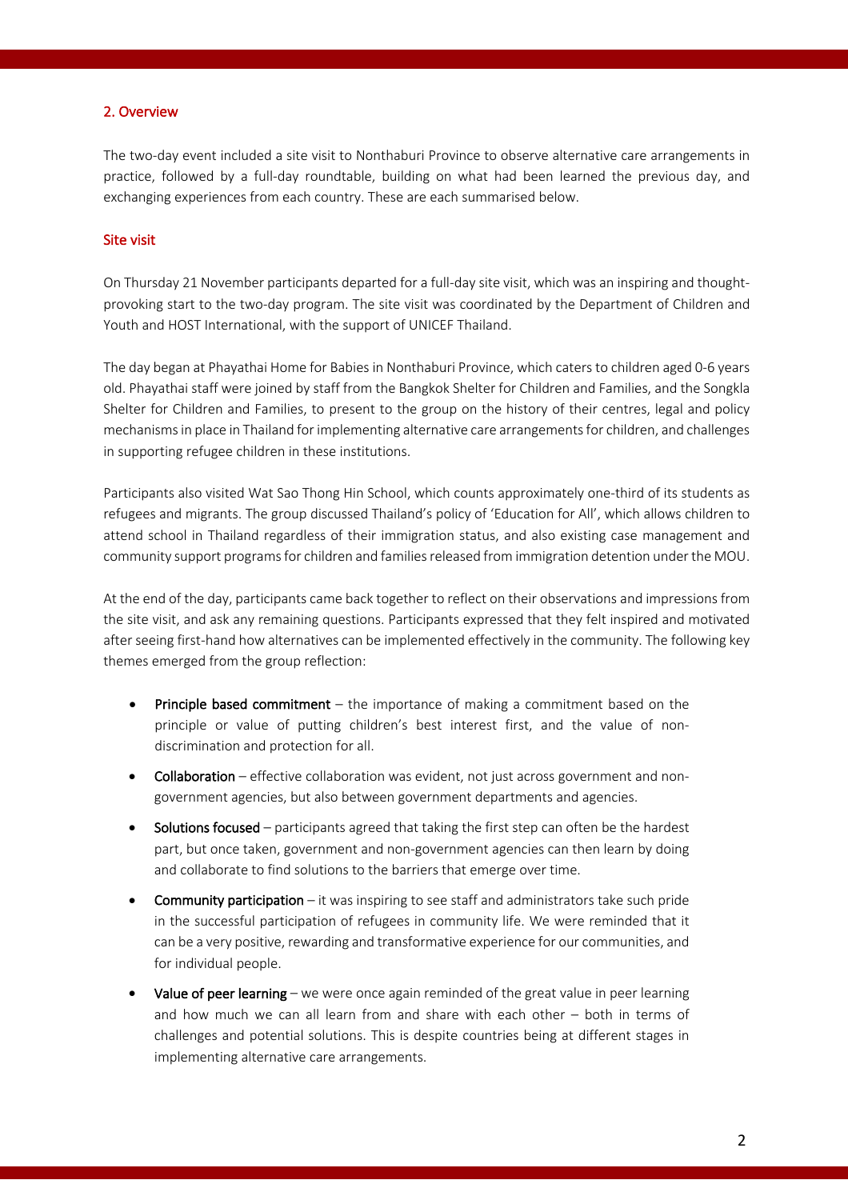## 2. Overview

The two-day event included a site visit to Nonthaburi Province to observe alternative care arrangements in practice, followed by a full-day roundtable, building on what had been learned the previous day, and exchanging experiences from each country. These are each summarised below.

### Site visit

On Thursday 21 November participants departed for a full-day site visit, which was an inspiring and thought-provoking start to the two-day program. The site visit was coordinated by the Department of Children and Youth and HOST International, with the support of UNICEF Thailand.

The day began at Phayathai Home for Babies in Nonthaburi Province, which caters to children aged 0-6 years old. Phayathai staff were joined by staff from the Bangkok Shelter for Children and Families, and the Songkla Shelter for Children and Families, to present to the group on the history of their centres, legal and policy mechanisms in place in Thailand for implementing alternative care arrangements for children, and challenges in supporting refugee children in these institutions.

Participants also visited Wat Sao Thong Hin School, which counts approximately one-third of its students as refugees and migrants. The group discussed Thailand's policy of 'Education for All', which allows children to attend school in Thailand regardless of their immigration status, and also existing case management and community support programs for children and families released from immigration detention under the MOU.

At the end of the day, participants came back together to reflect on their observations and impressions from the site visit, and ask any remaining questions. Participants expressed that they felt inspired and motivated after seeing first-hand how alternatives can be implemented effectively in the community. The following key themes emerged from the group reflection:

- **Principle based commitment** – the importance of making a commitment based on the principle or value of putting children's best interest first, and the value of non-discrimination and protection for all.
- **Collaboration** – effective collaboration was evident, not just across government and non-government agencies, but also between government departments and agencies.
- **Solutions focused** – participants agreed that taking the first step can often be the hardest part, but once taken, government and non-government agencies can then learn by doing and collaborate to find solutions to the barriers that emerge over time.
- **Community participation** – it was inspiring to see staff and administrators take such pride in the successful participation of refugees in community life. We were reminded that it can be a very positive, rewarding and transformative experience for our communities, and for individual people.
- **Value of peer learning** – we were once again reminded of the great value in peer learning and how much we can all learn from and share with each other – both in terms of challenges and potential solutions. This is despite countries being at different stages in implementing alternative care arrangements.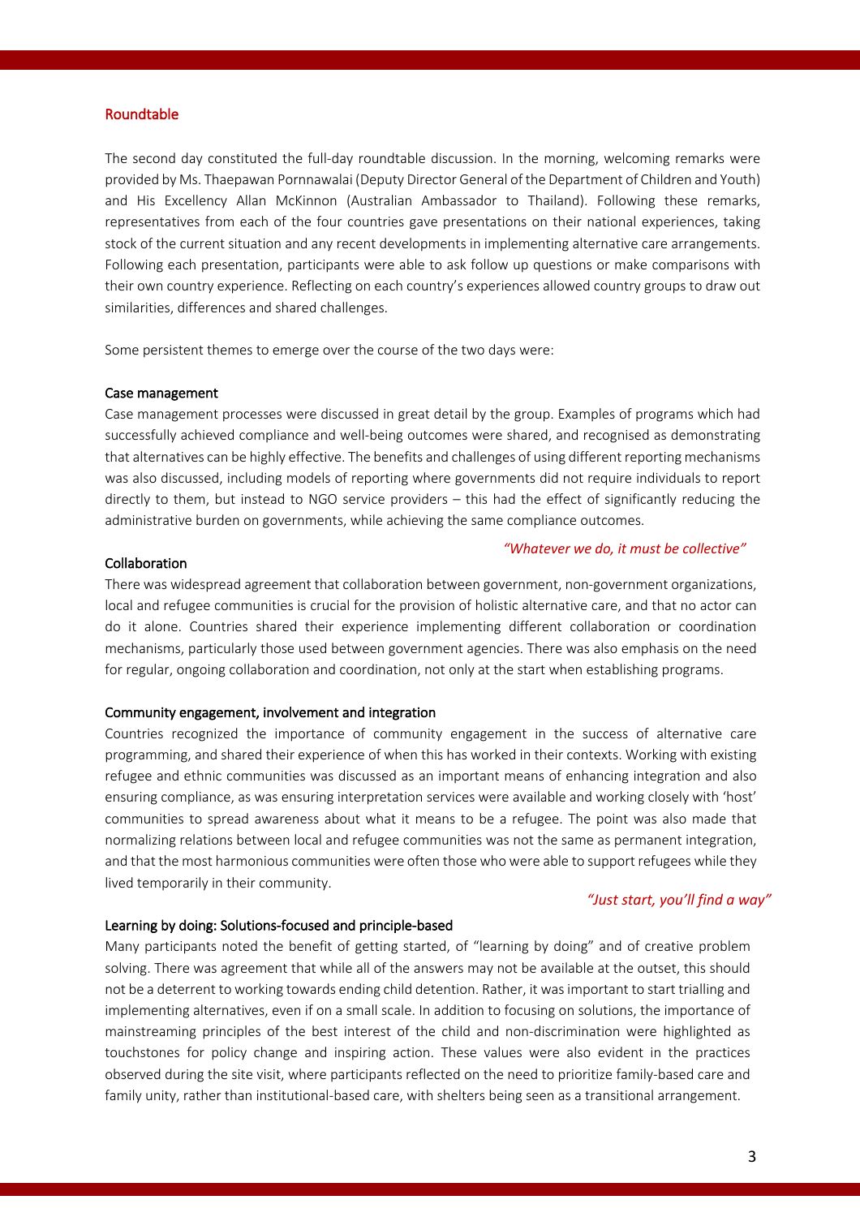## Roundtable

The second day constituted the full-day roundtable discussion. In the morning, welcoming remarks were provided by Ms. Thaepawan Pornnawalai (Deputy Director General of the Department of Children and Youth) and His Excellency Allan McKinnon (Australian Ambassador to Thailand). Following these remarks, representatives from each of the four countries gave presentations on their national experiences, taking stock of the current situation and any recent developments in implementing alternative care arrangements. Following each presentation, participants were able to ask follow up questions or make comparisons with their own country experience. Reflecting on each country's experiences allowed country groups to draw out similarities, differences and shared challenges.

Some persistent themes to emerge over the course of the two days were:

### Case management

Case management processes were discussed in great detail by the group. Examples of programs which had successfully achieved compliance and well-being outcomes were shared, and recognised as demonstrating that alternatives can be highly effective. The benefits and challenges of using different reporting mechanisms was also discussed, including models of reporting where governments did not require individuals to report directly to them, but instead to NGO service providers – this had the effect of significantly reducing the administrative burden on governments, while achieving the same compliance outcomes.

*"Whatever we do, it must be collective"*

### Collaboration

There was widespread agreement that collaboration between government, non-government organizations, local and refugee communities is crucial for the provision of holistic alternative care, and that no actor can do it alone. Countries shared their experience implementing different collaboration or coordination mechanisms, particularly those used between government agencies. There was also emphasis on the need for regular, ongoing collaboration and coordination, not only at the start when establishing programs.

### Community engagement, involvement and integration

Countries recognized the importance of community engagement in the success of alternative care programming, and shared their experience of when this has worked in their contexts. Working with existing refugee and ethnic communities was discussed as an important means of enhancing integration and also ensuring compliance, as was ensuring interpretation services were available and working closely with 'host' communities to spread awareness about what it means to be a refugee. The point was also made that normalizing relations between local and refugee communities was not the same as permanent integration, and that the most harmonious communities were often those who were able to support refugees while they lived temporarily in their community.

*"Just start, you'll find a way"*

### Learning by doing: Solutions-focused and principle-based

Many participants noted the benefit of getting started, of "learning by doing" and of creative problem solving. There was agreement that while all of the answers may not be available at the outset, this should not be a deterrent to working towards ending child detention. Rather, it was important to start trialling and implementing alternatives, even if on a small scale. In addition to focusing on solutions, the importance of mainstreaming principles of the best interest of the child and non-discrimination were highlighted as touchstones for policy change and inspiring action. These values were also evident in the practices observed during the site visit, where participants reflected on the need to prioritize family-based care and family unity, rather than institutional-based care, with shelters being seen as a transitional arrangement.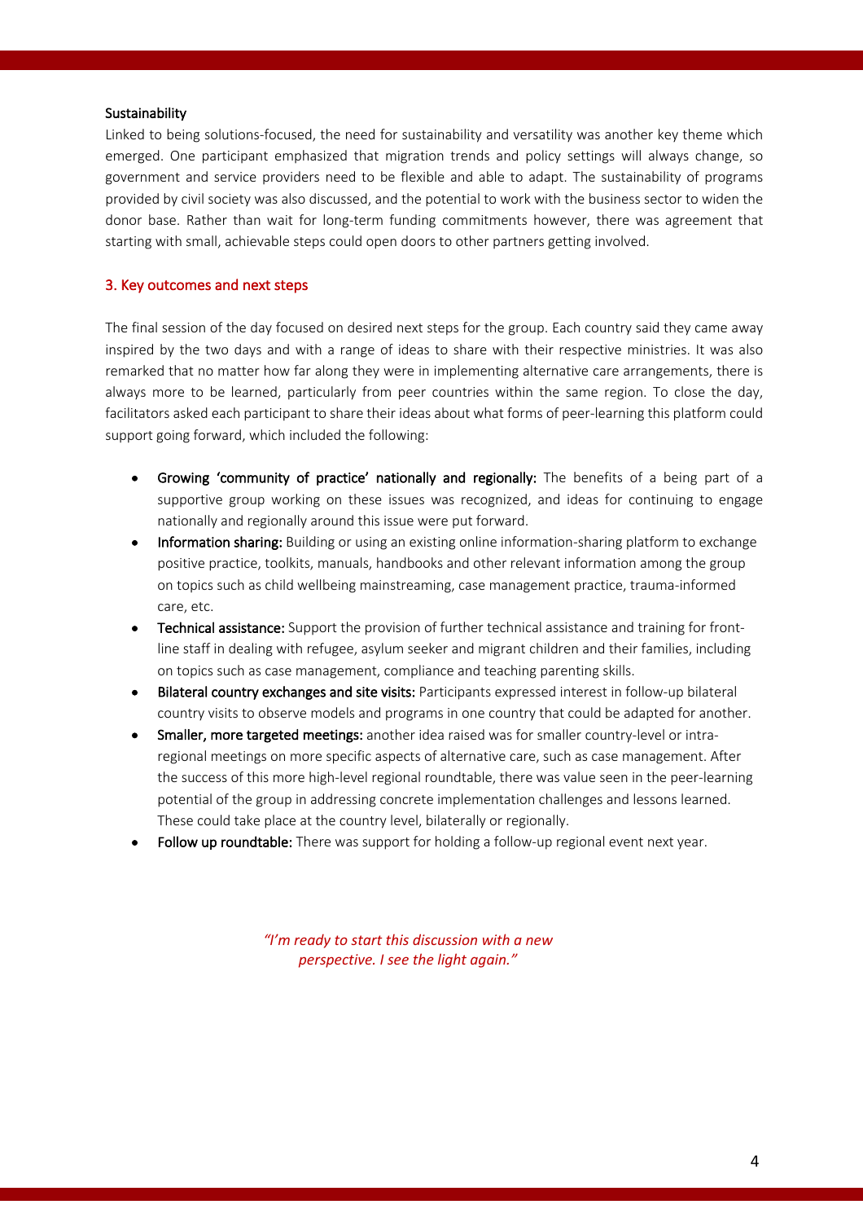Sustainability

Linked to being solutions-focused, the need for sustainability and versatility was another key theme which emerged. One participant emphasized that migration trends and policy settings will always change, so government and service providers need to be flexible and able to adapt. The sustainability of programs provided by civil society was also discussed, and the potential to work with the business sector to widen the donor base. Rather than wait for long-term funding commitments however, there was agreement that starting with small, achievable steps could open doors to other partners getting involved.

## 3. Key outcomes and next steps

The final session of the day focused on desired next steps for the group. Each country said they came away inspired by the two days and with a range of ideas to share with their respective ministries. It was also remarked that no matter how far along they were in implementing alternative care arrangements, there is always more to be learned, particularly from peer countries within the same region. To close the day, facilitators asked each participant to share their ideas about what forms of peer-learning this platform could support going forward, which included the following:

- **Growing 'community of practice' nationally and regionally:** The benefits of a being part of a supportive group working on these issues was recognized, and ideas for continuing to engage nationally and regionally around this issue were put forward.
- **Information sharing:** Building or using an existing online information-sharing platform to exchange positive practice, toolkits, manuals, handbooks and other relevant information among the group on topics such as child wellbeing mainstreaming, case management practice, trauma-informed care, etc.
- **Technical assistance:** Support the provision of further technical assistance and training for front-line staff in dealing with refugee, asylum seeker and migrant children and their families, including on topics such as case management, compliance and teaching parenting skills.
- **Bilateral country exchanges and site visits:** Participants expressed interest in follow-up bilateral country visits to observe models and programs in one country that could be adapted for another.
- **Smaller, more targeted meetings:** another idea raised was for smaller country-level or intra-regional meetings on more specific aspects of alternative care, such as case management. After the success of this more high-level regional roundtable, there was value seen in the peer-learning potential of the group in addressing concrete implementation challenges and lessons learned. These could take place at the country level, bilaterally or regionally.
- **Follow up roundtable:** There was support for holding a follow-up regional event next year.

*"I'm ready to start this discussion with a new perspective. I see the light again."*